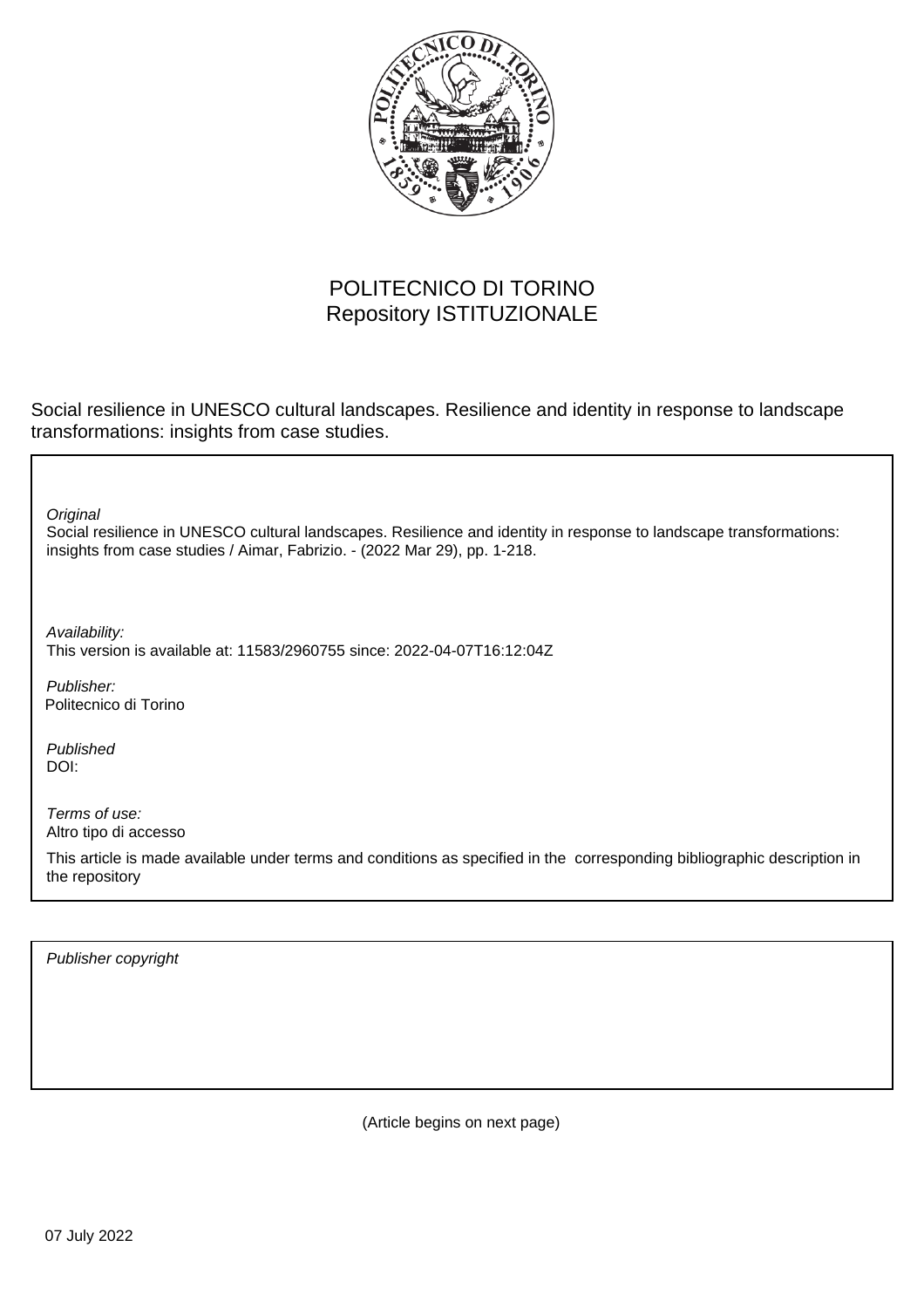POLITECNICO DI TORINO
Repository ISTITUZIONALE

Social resilience in UNESCO cultural landscapes. Resilience and identity in response to landscape transformations: insights from case studies.

*Original*
Social resilience in UNESCO cultural landscapes. Resilience and identity in response to landscape transformations: insights from case studies / Aimar, Fabrizio. - (2022 Mar 29), pp. 1-218.

*Availability:*
This version is available at: 11583/2960755 since: 2022-04-07T16:12:04Z

*Publisher:*
Politecnico di Torino

*Published*
DOI:

*Terms of use:*
Altro tipo di accesso

This article is made available under terms and conditions as specified in the corresponding bibliographic description in the repository

*Publisher copyright*

(Article begins on next page)

07 July 2022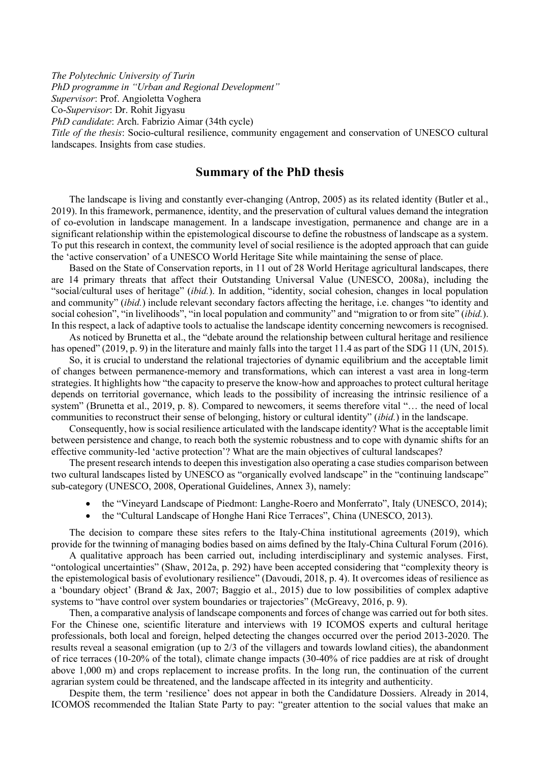*The Polytechnic University of Turin*
*PhD programme in "Urban and Regional Development"*
*Supervisor*: Prof. Angioletta Voghera
Co-*Supervisor*: Dr. Rohit Jigyasu
*PhD candidate*: Arch. Fabrizio Aimar (34th cycle)
*Title of the thesis*: Socio-cultural resilience, community engagement and conservation of UNESCO cultural landscapes. Insights from case studies.

## Summary of the PhD thesis

The landscape is living and constantly ever-changing (Antrop, 2005) as its related identity (Butler et al., 2019). In this framework, permanence, identity, and the preservation of cultural values demand the integration of co-evolution in landscape management. In a landscape investigation, permanence and change are in a significant relationship within the epistemological discourse to define the robustness of landscape as a system. To put this research in context, the community level of social resilience is the adopted approach that can guide the 'active conservation' of a UNESCO World Heritage Site while maintaining the sense of place.

Based on the State of Conservation reports, in 11 out of 28 World Heritage agricultural landscapes, there are 14 primary threats that affect their Outstanding Universal Value (UNESCO, 2008a), including the "social/cultural uses of heritage" (*ibid.*). In addition, "identity, social cohesion, changes in local population and community" (*ibid.*) include relevant secondary factors affecting the heritage, i.e. changes "to identity and social cohesion", "in livelihoods", "in local population and community" and "migration to or from site" (*ibid.*). In this respect, a lack of adaptive tools to actualise the landscape identity concerning newcomers is recognised.

As noticed by Brunetta et al., the "debate around the relationship between cultural heritage and resilience has opened" (2019, p. 9) in the literature and mainly falls into the target 11.4 as part of the SDG 11 (UN, 2015).

So, it is crucial to understand the relational trajectories of dynamic equilibrium and the acceptable limit of changes between permanence-memory and transformations, which can interest a vast area in long-term strategies. It highlights how "the capacity to preserve the know-how and approaches to protect cultural heritage depends on territorial governance, which leads to the possibility of increasing the intrinsic resilience of a system" (Brunetta et al., 2019, p. 8). Compared to newcomers, it seems therefore vital "… the need of local communities to reconstruct their sense of belonging, history or cultural identity" (*ibid.*) in the landscape.

Consequently, how is social resilience articulated with the landscape identity? What is the acceptable limit between persistence and change, to reach both the systemic robustness and to cope with dynamic shifts for an effective community-led 'active protection'? What are the main objectives of cultural landscapes?

The present research intends to deepen this investigation also operating a case studies comparison between two cultural landscapes listed by UNESCO as "organically evolved landscape" in the "continuing landscape" sub-category (UNESCO, 2008, Operational Guidelines, Annex 3), namely:

- the "Vineyard Landscape of Piedmont: Langhe-Roero and Monferrato", Italy (UNESCO, 2014);
- the "Cultural Landscape of Honghe Hani Rice Terraces", China (UNESCO, 2013).

The decision to compare these sites refers to the Italy-China institutional agreements (2019), which provide for the twinning of managing bodies based on aims defined by the Italy-China Cultural Forum (2016).

A qualitative approach has been carried out, including interdisciplinary and systemic analyses. First, "ontological uncertainties" (Shaw, 2012a, p. 292) have been accepted considering that "complexity theory is the epistemological basis of evolutionary resilience" (Davoudi, 2018, p. 4). It overcomes ideas of resilience as a 'boundary object' (Brand & Jax, 2007; Baggio et al., 2015) due to low possibilities of complex adaptive systems to "have control over system boundaries or trajectories" (McGreavy, 2016, p. 9).

Then, a comparative analysis of landscape components and forces of change was carried out for both sites. For the Chinese one, scientific literature and interviews with 19 ICOMOS experts and cultural heritage professionals, both local and foreign, helped detecting the changes occurred over the period 2013-2020. The results reveal a seasonal emigration (up to 2/3 of the villagers and towards lowland cities), the abandonment of rice terraces (10-20% of the total), climate change impacts (30-40% of rice paddies are at risk of drought above 1,000 m) and crops replacement to increase profits. In the long run, the continuation of the current agrarian system could be threatened, and the landscape affected in its integrity and authenticity.

Despite them, the term 'resilience' does not appear in both the Candidature Dossiers. Already in 2014, ICOMOS recommended the Italian State Party to pay: "greater attention to the social values that make an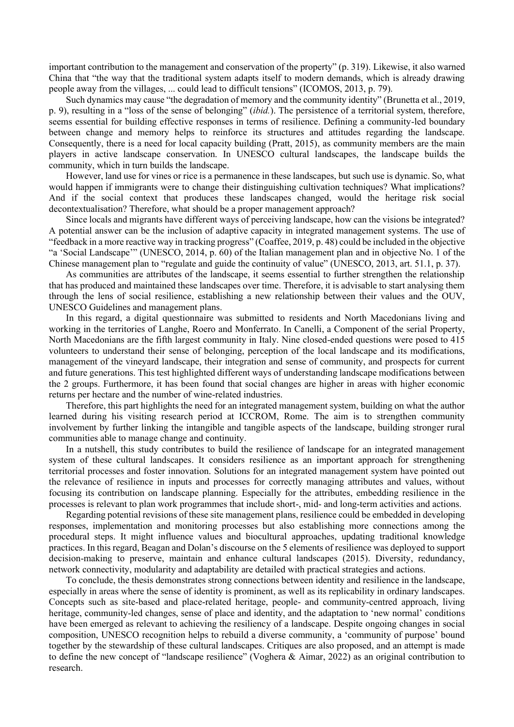important contribution to the management and conservation of the property" (p. 319). Likewise, it also warned China that "the way that the traditional system adapts itself to modern demands, which is already drawing people away from the villages, ... could lead to difficult tensions" (ICOMOS, 2013, p. 79).

Such dynamics may cause "the degradation of memory and the community identity" (Brunetta et al., 2019, p. 9), resulting in a "loss of the sense of belonging" (*ibid.*). The persistence of a territorial system, therefore, seems essential for building effective responses in terms of resilience. Defining a community-led boundary between change and memory helps to reinforce its structures and attitudes regarding the landscape. Consequently, there is a need for local capacity building (Pratt, 2015), as community members are the main players in active landscape conservation. In UNESCO cultural landscapes, the landscape builds the community, which in turn builds the landscape.

However, land use for vines or rice is a permanence in these landscapes, but such use is dynamic. So, what would happen if immigrants were to change their distinguishing cultivation techniques? What implications? And if the social context that produces these landscapes changed, would the heritage risk social decontextualisation? Therefore, what should be a proper management approach?

Since locals and migrants have different ways of perceiving landscape, how can the visions be integrated? A potential answer can be the inclusion of adaptive capacity in integrated management systems. The use of "feedback in a more reactive way in tracking progress" (Coaffee, 2019, p. 48) could be included in the objective "a 'Social Landscape'" (UNESCO, 2014, p. 60) of the Italian management plan and in objective No. 1 of the Chinese management plan to "regulate and guide the continuity of value" (UNESCO, 2013, art. 51.1, p. 37).

As communities are attributes of the landscape, it seems essential to further strengthen the relationship that has produced and maintained these landscapes over time. Therefore, it is advisable to start analysing them through the lens of social resilience, establishing a new relationship between their values and the OUV, UNESCO Guidelines and management plans.

In this regard, a digital questionnaire was submitted to residents and North Macedonians living and working in the territories of Langhe, Roero and Monferrato. In Canelli, a Component of the serial Property, North Macedonians are the fifth largest community in Italy. Nine closed-ended questions were posed to 415 volunteers to understand their sense of belonging, perception of the local landscape and its modifications, management of the vineyard landscape, their integration and sense of community, and prospects for current and future generations. This test highlighted different ways of understanding landscape modifications between the 2 groups. Furthermore, it has been found that social changes are higher in areas with higher economic returns per hectare and the number of wine-related industries.

Therefore, this part highlights the need for an integrated management system, building on what the author learned during his visiting research period at ICCROM, Rome. The aim is to strengthen community involvement by further linking the intangible and tangible aspects of the landscape, building stronger rural communities able to manage change and continuity.

In a nutshell, this study contributes to build the resilience of landscape for an integrated management system of these cultural landscapes. It considers resilience as an important approach for strengthening territorial processes and foster innovation. Solutions for an integrated management system have pointed out the relevance of resilience in inputs and processes for correctly managing attributes and values, without focusing its contribution on landscape planning. Especially for the attributes, embedding resilience in the processes is relevant to plan work programmes that include short-, mid- and long-term activities and actions.

Regarding potential revisions of these site management plans, resilience could be embedded in developing responses, implementation and monitoring processes but also establishing more connections among the procedural steps. It might influence values and biocultural approaches, updating traditional knowledge practices. In this regard, Beagan and Dolan's discourse on the 5 elements of resilience was deployed to support decision-making to preserve, maintain and enhance cultural landscapes (2015). Diversity, redundancy, network connectivity, modularity and adaptability are detailed with practical strategies and actions.

To conclude, the thesis demonstrates strong connections between identity and resilience in the landscape, especially in areas where the sense of identity is prominent, as well as its replicability in ordinary landscapes. Concepts such as site-based and place-related heritage, people- and community-centred approach, living heritage, community-led changes, sense of place and identity, and the adaptation to 'new normal' conditions have been emerged as relevant to achieving the resiliency of a landscape. Despite ongoing changes in social composition, UNESCO recognition helps to rebuild a diverse community, a 'community of purpose' bound together by the stewardship of these cultural landscapes. Critiques are also proposed, and an attempt is made to define the new concept of "landscape resilience" (Voghera & Aimar, 2022) as an original contribution to research.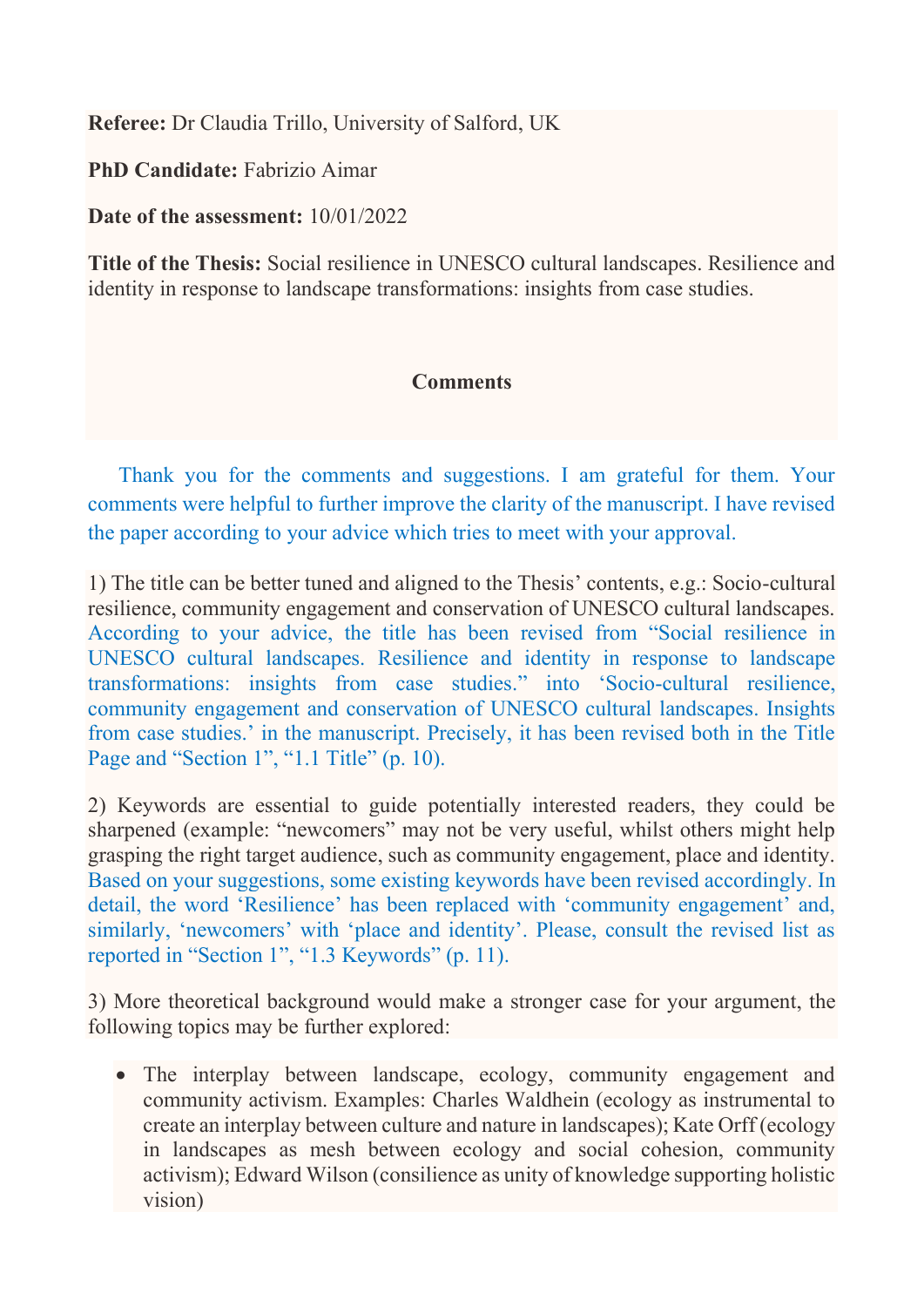**Referee:** Dr Claudia Trillo, University of Salford, UK

**PhD Candidate:** Fabrizio Aimar

**Date of the assessment:** 10/01/2022

**Title of the Thesis:** Social resilience in UNESCO cultural landscapes. Resilience and identity in response to landscape transformations: insights from case studies.

**Comments**

Thank you for the comments and suggestions. I am grateful for them. Your comments were helpful to further improve the clarity of the manuscript. I have revised the paper according to your advice which tries to meet with your approval.

1) The title can be better tuned and aligned to the Thesis' contents, e.g.: Socio-cultural resilience, community engagement and conservation of UNESCO cultural landscapes. According to your advice, the title has been revised from "Social resilience in UNESCO cultural landscapes. Resilience and identity in response to landscape transformations: insights from case studies." into 'Socio-cultural resilience, community engagement and conservation of UNESCO cultural landscapes. Insights from case studies.' in the manuscript. Precisely, it has been revised both in the Title Page and "Section 1", "1.1 Title" (p. 10).

2) Keywords are essential to guide potentially interested readers, they could be sharpened (example: "newcomers" may not be very useful, whilst others might help grasping the right target audience, such as community engagement, place and identity. Based on your suggestions, some existing keywords have been revised accordingly. In detail, the word 'Resilience' has been replaced with 'community engagement' and, similarly, 'newcomers' with 'place and identity'. Please, consult the revised list as reported in "Section 1", "1.3 Keywords" (p. 11).

3) More theoretical background would make a stronger case for your argument, the following topics may be further explored:

- The interplay between landscape, ecology, community engagement and community activism. Examples: Charles Waldhein (ecology as instrumental to create an interplay between culture and nature in landscapes); Kate Orff (ecology in landscapes as mesh between ecology and social cohesion, community activism); Edward Wilson (consilience as unity of knowledge supporting holistic vision)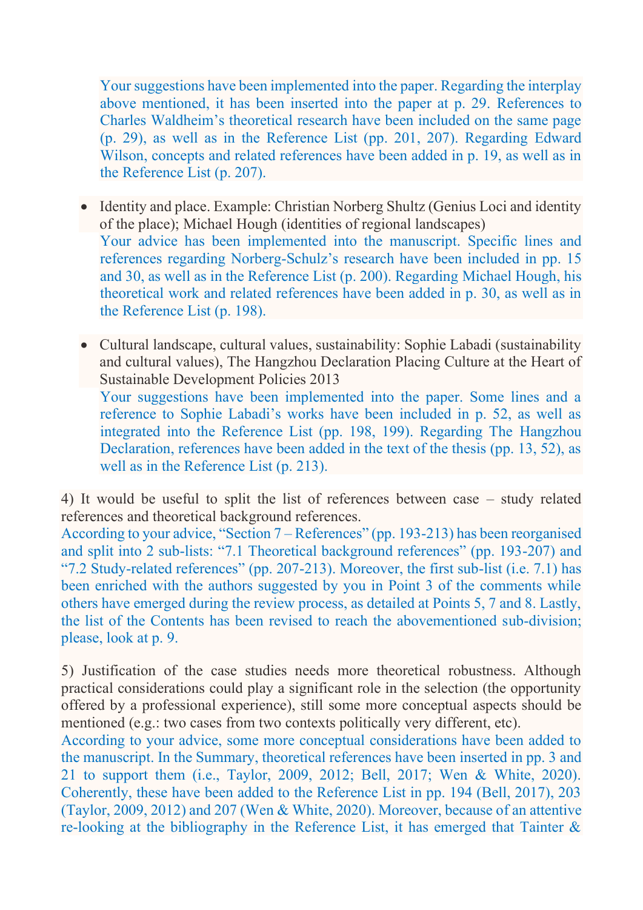Your suggestions have been implemented into the paper. Regarding the interplay above mentioned, it has been inserted into the paper at p. 29. References to Charles Waldheim's theoretical research have been included on the same page (p. 29), as well as in the Reference List (pp. 201, 207). Regarding Edward Wilson, concepts and related references have been added in p. 19, as well as in the Reference List (p. 207).

- Identity and place. Example: Christian Norberg Shultz (Genius Loci and identity of the place); Michael Hough (identities of regional landscapes)
  Your advice has been implemented into the manuscript. Specific lines and references regarding Norberg-Schulz's research have been included in pp. 15 and 30, as well as in the Reference List (p. 200). Regarding Michael Hough, his theoretical work and related references have been added in p. 30, as well as in the Reference List (p. 198).

- Cultural landscape, cultural values, sustainability: Sophie Labadi (sustainability and cultural values), The Hangzhou Declaration Placing Culture at the Heart of Sustainable Development Policies 2013
  Your suggestions have been implemented into the paper. Some lines and a reference to Sophie Labadi's works have been included in p. 52, as well as integrated into the Reference List (pp. 198, 199). Regarding The Hangzhou Declaration, references have been added in the text of the thesis (pp. 13, 52), as well as in the Reference List (p. 213).

4) It would be useful to split the list of references between case – study related references and theoretical background references.
According to your advice, "Section 7 – References" (pp. 193-213) has been reorganised and split into 2 sub-lists: "7.1 Theoretical background references" (pp. 193-207) and "7.2 Study-related references" (pp. 207-213). Moreover, the first sub-list (i.e. 7.1) has been enriched with the authors suggested by you in Point 3 of the comments while others have emerged during the review process, as detailed at Points 5, 7 and 8. Lastly, the list of the Contents has been revised to reach the abovementioned sub-division; please, look at p. 9.

5) Justification of the case studies needs more theoretical robustness. Although practical considerations could play a significant role in the selection (the opportunity offered by a professional experience), still some more conceptual aspects should be mentioned (e.g.: two cases from two contexts politically very different, etc).
According to your advice, some more conceptual considerations have been added to the manuscript. In the Summary, theoretical references have been inserted in pp. 3 and 21 to support them (i.e., Taylor, 2009, 2012; Bell, 2017; Wen & White, 2020). Coherently, these have been added to the Reference List in pp. 194 (Bell, 2017), 203 (Taylor, 2009, 2012) and 207 (Wen & White, 2020). Moreover, because of an attentive re-looking at the bibliography in the Reference List, it has emerged that Tainter &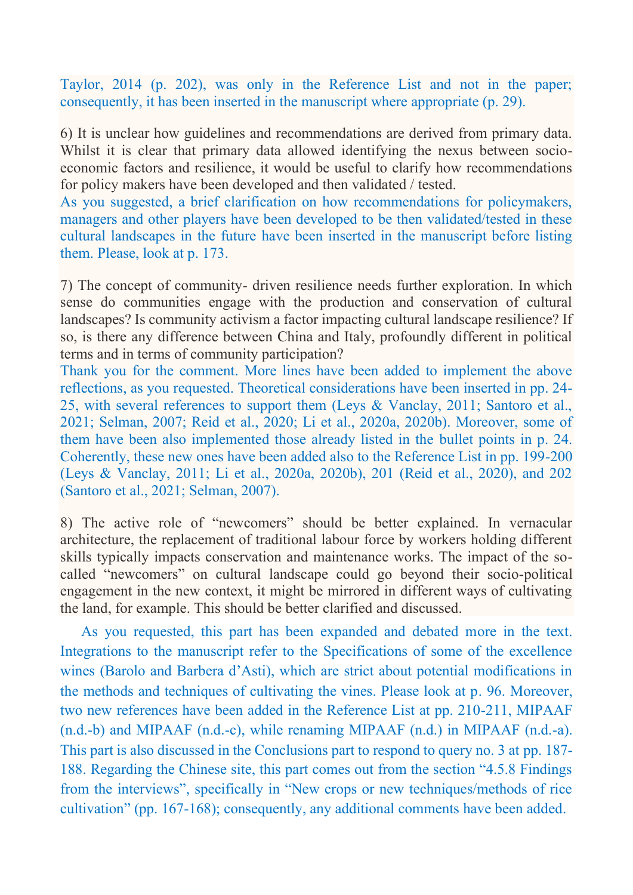Taylor, 2014 (p. 202), was only in the Reference List and not in the paper; consequently, it has been inserted in the manuscript where appropriate (p. 29).

6) It is unclear how guidelines and recommendations are derived from primary data. Whilst it is clear that primary data allowed identifying the nexus between socio-economic factors and resilience, it would be useful to clarify how recommendations for policy makers have been developed and then validated / tested.

As you suggested, a brief clarification on how recommendations for policymakers, managers and other players have been developed to be then validated/tested in these cultural landscapes in the future have been inserted in the manuscript before listing them. Please, look at p. 173.

7) The concept of community- driven resilience needs further exploration. In which sense do communities engage with the production and conservation of cultural landscapes? Is community activism a factor impacting cultural landscape resilience? If so, is there any difference between China and Italy, profoundly different in political terms and in terms of community participation?

Thank you for the comment. More lines have been added to implement the above reflections, as you requested. Theoretical considerations have been inserted in pp. 24-25, with several references to support them (Leys & Vanclay, 2011; Santoro et al., 2021; Selman, 2007; Reid et al., 2020; Li et al., 2020a, 2020b). Moreover, some of them have been also implemented those already listed in the bullet points in p. 24. Coherently, these new ones have been added also to the Reference List in pp. 199-200 (Leys & Vanclay, 2011; Li et al., 2020a, 2020b), 201 (Reid et al., 2020), and 202 (Santoro et al., 2021; Selman, 2007).

8) The active role of "newcomers" should be better explained. In vernacular architecture, the replacement of traditional labour force by workers holding different skills typically impacts conservation and maintenance works. The impact of the so-called "newcomers" on cultural landscape could go beyond their socio-political engagement in the new context, it might be mirrored in different ways of cultivating the land, for example. This should be better clarified and discussed.

As you requested, this part has been expanded and debated more in the text. Integrations to the manuscript refer to the Specifications of some of the excellence wines (Barolo and Barbera d'Asti), which are strict about potential modifications in the methods and techniques of cultivating the vines. Please look at p. 96. Moreover, two new references have been added in the Reference List at pp. 210-211, MIPAAF (n.d.-b) and MIPAAF (n.d.-c), while renaming MIPAAF (n.d.) in MIPAAF (n.d.-a). This part is also discussed in the Conclusions part to respond to query no. 3 at pp. 187-188. Regarding the Chinese site, this part comes out from the section "4.5.8 Findings from the interviews", specifically in "New crops or new techniques/methods of rice cultivation" (pp. 167-168); consequently, any additional comments have been added.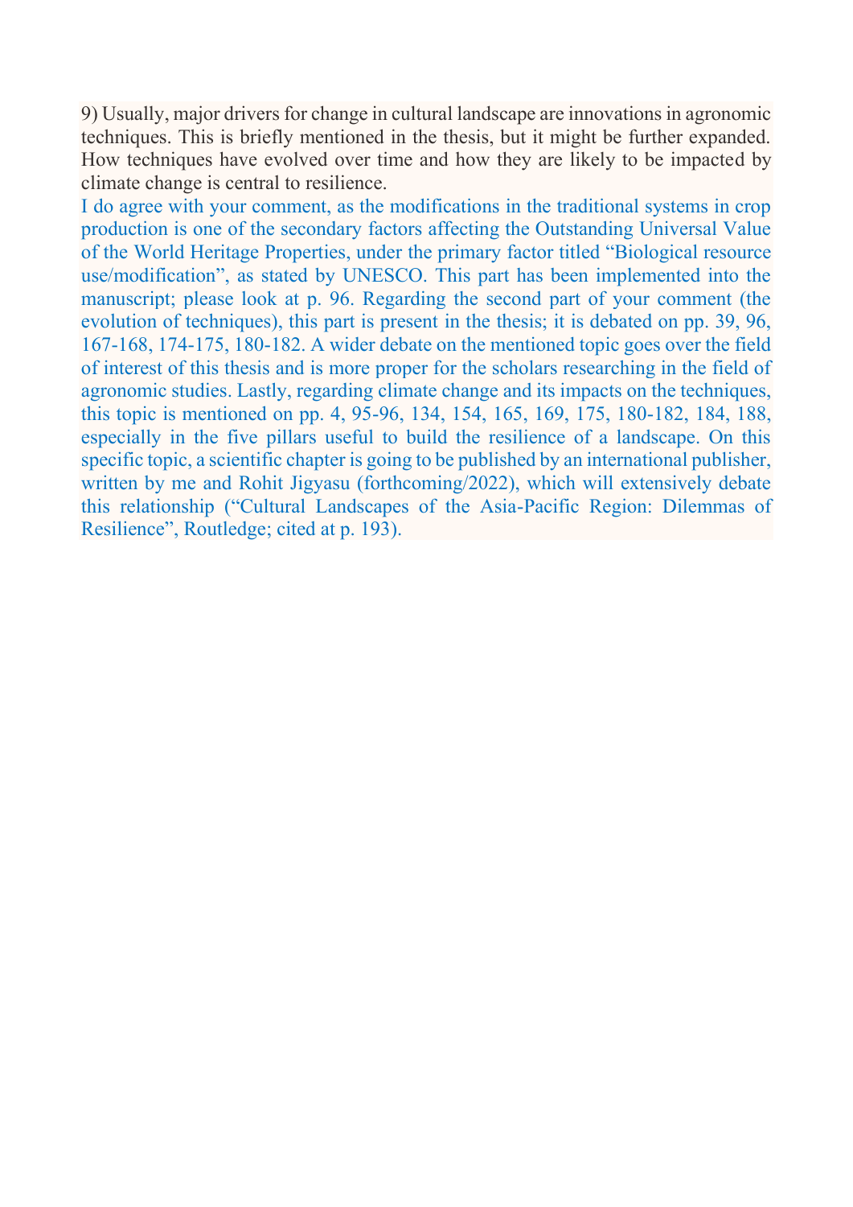9) Usually, major drivers for change in cultural landscape are innovations in agronomic techniques. This is briefly mentioned in the thesis, but it might be further expanded. How techniques have evolved over time and how they are likely to be impacted by climate change is central to resilience.

I do agree with your comment, as the modifications in the traditional systems in crop production is one of the secondary factors affecting the Outstanding Universal Value of the World Heritage Properties, under the primary factor titled "Biological resource use/modification", as stated by UNESCO. This part has been implemented into the manuscript; please look at p. 96. Regarding the second part of your comment (the evolution of techniques), this part is present in the thesis; it is debated on pp. 39, 96, 167-168, 174-175, 180-182. A wider debate on the mentioned topic goes over the field of interest of this thesis and is more proper for the scholars researching in the field of agronomic studies. Lastly, regarding climate change and its impacts on the techniques, this topic is mentioned on pp. 4, 95-96, 134, 154, 165, 169, 175, 180-182, 184, 188, especially in the five pillars useful to build the resilience of a landscape. On this specific topic, a scientific chapter is going to be published by an international publisher, written by me and Rohit Jigyasu (forthcoming/2022), which will extensively debate this relationship ("Cultural Landscapes of the Asia-Pacific Region: Dilemmas of Resilience", Routledge; cited at p. 193).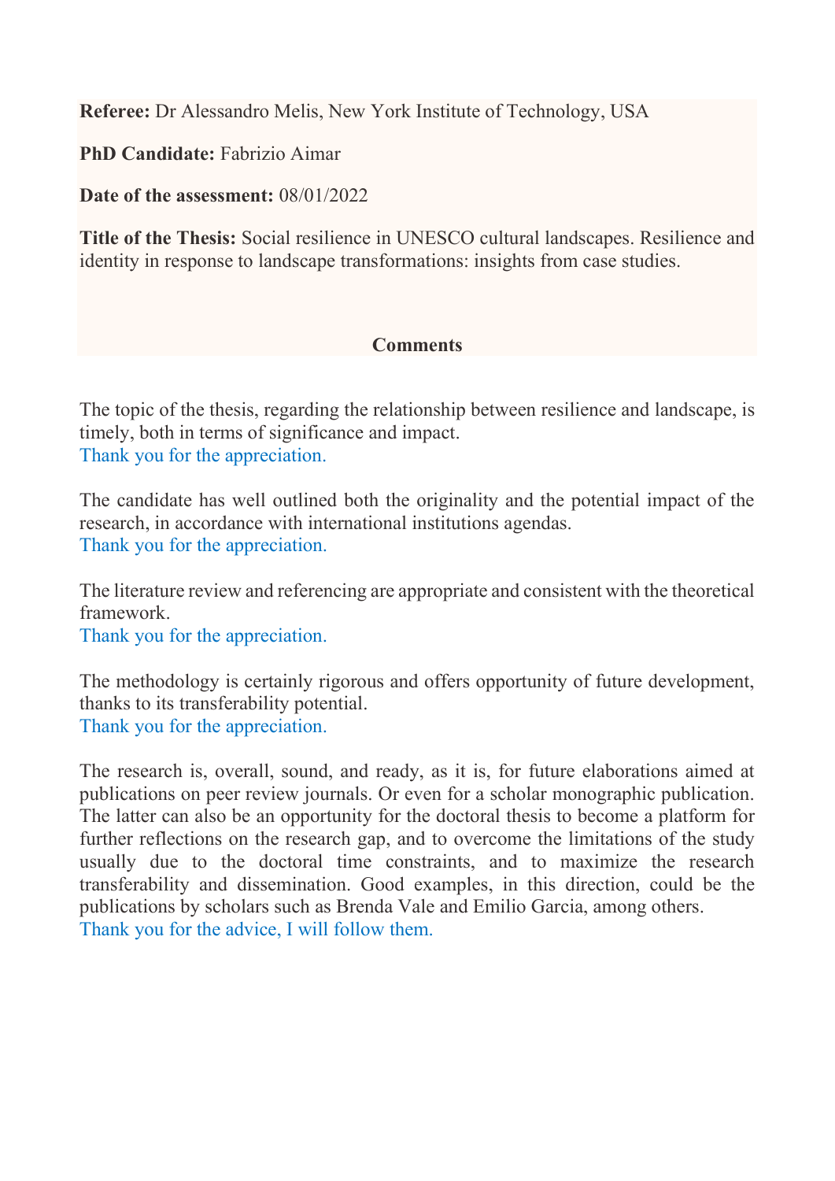**Referee:** Dr Alessandro Melis, New York Institute of Technology, USA

**PhD Candidate:** Fabrizio Aimar

**Date of the assessment:** 08/01/2022

**Title of the Thesis:** Social resilience in UNESCO cultural landscapes. Resilience and identity in response to landscape transformations: insights from case studies.

**Comments**

The topic of the thesis, regarding the relationship between resilience and landscape, is timely, both in terms of significance and impact.
Thank you for the appreciation.

The candidate has well outlined both the originality and the potential impact of the research, in accordance with international institutions agendas.
Thank you for the appreciation.

The literature review and referencing are appropriate and consistent with the theoretical framework.
Thank you for the appreciation.

The methodology is certainly rigorous and offers opportunity of future development, thanks to its transferability potential.
Thank you for the appreciation.

The research is, overall, sound, and ready, as it is, for future elaborations aimed at publications on peer review journals. Or even for a scholar monographic publication. The latter can also be an opportunity for the doctoral thesis to become a platform for further reflections on the research gap, and to overcome the limitations of the study usually due to the doctoral time constraints, and to maximize the research transferability and dissemination. Good examples, in this direction, could be the publications by scholars such as Brenda Vale and Emilio Garcia, among others.
Thank you for the advice, I will follow them.